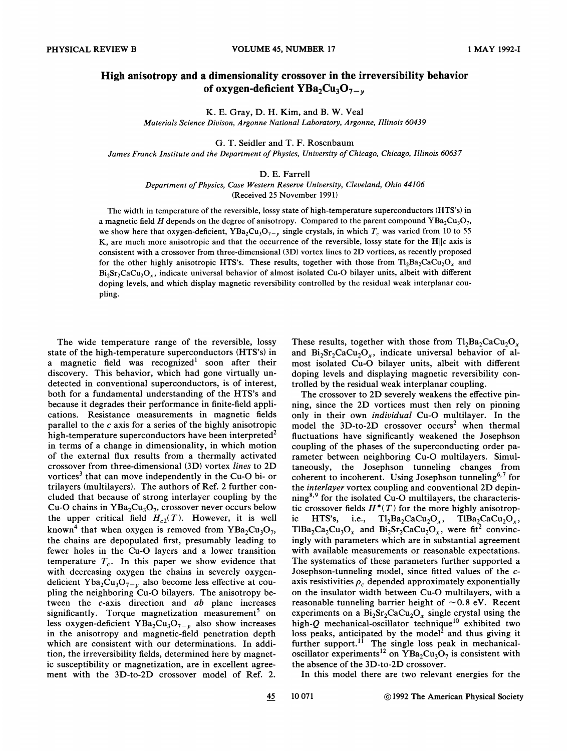# High anisotropy and a dimensionality crossover in the irreversibility behavior of oxygen-deficient $YBa_2Cu_3O_{7-y}$

K. E. Gray, D. H. Kim, and B. W. Veal

*Materials Science Divison, Argonne National Laboratory, Argonne, Illinois 60439*

G. T. Seidler and T. F. Rosenbaum

*James Franck Institute and the Department of Physics, University of Chicago, Chicago, Illinois 60637*

D. E. Farrell

*Department of Physics, Case Western Reserve University, Cleveland, Ohio 44106*

(Received 25 November 1991)

The width in temperature of the reversible, lossy state of high-temperature superconductors (HTS's) in a magnetic field $H$ depends on the degree of anisotropy. Compared to the parent compound $YBa_2Cu_3O_7$, we show here that oxygen-deficient, $YBa_2Cu_3O_{7-y}$ single crystals, in which $T_c$ was varied from 10 to 55 K, are much more anisotropic and that the occurrence of the reversible, lossy state for the $\mathbf{H}\|c$ axis is consistent with a crossover from three-dimensional (3D) vortex lines to 2D vortices, as recently proposed for the other highly anisotropic HTS's. These results, together with those from $Tl_2Ba_2CaCu_2O_x$ and $Bi_2Sr_2CaCu_2O_x$, indicate universal behavior of almost isolated Cu-O bilayer units, albeit with different doping levels, and which display magnetic reversibility controlled by the residual weak interplanar coupling.

The wide temperature range of the reversible, lossy state of the high-temperature superconductors (HTS's) in a magnetic field was recognized[1] soon after their discovery. This behavior, which had gone virtually undetected in conventional superconductors, is of interest, both for a fundamental understanding of the HTS's and because it degrades their performance in finite-field applications. Resistance measurements in magnetic fields parallel to the $c$ axis for a series of the highly anisotropic high-temperature superconductors have been interpreted[2] in terms of a change in dimensionality, in which motion of the external flux results from a thermally activated crossover from three-dimensional (3D) vortex *lines* to 2D vortices[3] that can move independently in the Cu-O bi- or trilayers (multilayers). The authors of Ref. 2 further concluded that because of strong interlayer coupling by the Cu-O chains in $YBa_2Cu_3O_7$, crossover never occurs below the upper critical field $H_{c2}(T)$. However, it is well known[4] that when oxygen is removed from $YBa_2Cu_3O_7$, the chains are depopulated first, presumably leading to fewer holes in the Cu-O layers and a lower transition temperature $T_c$. In this paper we show evidence that with decreasing oxygen the chains in severely oxygen-deficient $Yba_2Cu_3O_{7-y}$ also become less effective at coupling the neighboring Cu-O bilayers. The anisotropy between the $c$-axis direction and $ab$ plane increases significantly. Torque magnetization measurement[5] on less oxygen-deficient $YBa_2Cu_3O_{7-y}$ also show increases in the anisotropy and magnetic-field penetration depth which are consistent with our determinations. In addition, the irreversibility fields, determined here by magnetic susceptibility or magnetization, are in excellent agreement with the 3D-to-2D crossover model of Ref. 2. These results, together with those from $Tl_2Ba_2CaCu_2O_x$ and $Bi_2Sr_2CaCu_2O_x$, indicate universal behavior of almost isolated Cu-O bilayer units, albeit with different doping levels and displaying magnetic reversibility controlled by the residual weak interplanar coupling.

The crossover to 2D severely weakens the effective pinning, since the 2D vortices must then rely on pinning only in their own *individual* Cu-O multilayer. In the model the 3D-to-2D crossover occurs[2] when thermal fluctuations have significantly weakened the Josephson coupling of the phases of the superconducting order parameter between neighboring Cu-O multilayers. Simultaneously, the Josephson tunneling changes from coherent to incoherent. Using Josephson tunneling[6,7] for the *interlayer* vortex coupling and conventional 2D depinning[8,9] for the isolated Cu-O multilayers, the characteristic crossover fields $H^*(T)$ for the more highly anisotropic HTS's, i.e., $Tl_2Ba_2CaCu_2O_x$, $TlBa_2CaCu_2O_x$, $TlBa_2Ca_2Cu_3O_x$ and $Bi_2Sr_2CaCu_2O_x$, were fit[2] convincingly with parameters which are in substantial agreement with available measurements or reasonable expectations. The systematics of these parameters further supported a Josephson-tunneling model, since fitted values of the $c$-axis resistivities $\rho_c$ depended approximately exponentially on the insulator width between Cu-O multilayers, with a reasonable tunneling barrier height of $\sim 0.8$ eV. Recent experiments on a $Bi_2Sr_2CaCu_2O_x$ single crystal using the high-$Q$ mechanical-oscillator technique[10] exhibited two loss peaks, anticipated by the model[2] and thus giving it further support.[11] The single loss peak in mechanical-oscillator experiments[12] on $YBa_2Cu_3O_7$ is consistent with the absence of the 3D-to-2D crossover.

In this model there are two relevant energies for the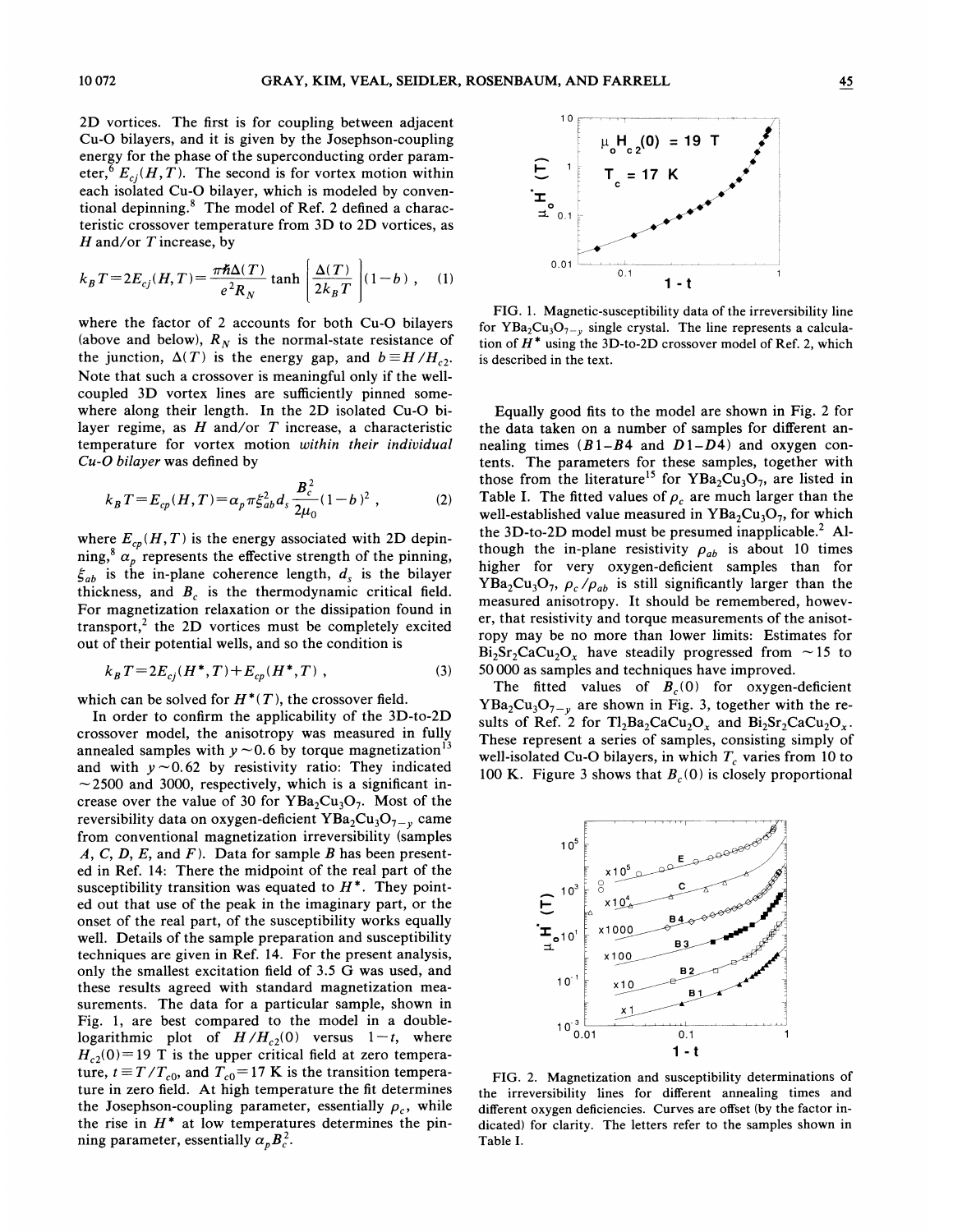2D vortices. The first is for coupling between adjacent Cu-O bilayers, and it is given by the Josephson-coupling energy for the phase of the superconducting order parameter,[6] $E_{cj}(H,T)$. The second is for vortex motion within each isolated Cu-O bilayer, which is modeled by conventional depinning.[8] The model of Ref. 2 defined a characteristic crossover temperature from 3D to 2D vortices, as $H$ and/or $T$ increase, by

$$k_B T = 2E_{cj}(H,T) = \frac{\pi\hbar\Delta(T)}{e^2 R_N} \tanh\left[\frac{\Delta(T)}{2k_B T}\right](1-b) , \quad (1)$$

where the factor of 2 accounts for both Cu-O bilayers (above and below), $R_N$ is the normal-state resistance of the junction, $\Delta(T)$ is the energy gap, and $b \equiv H/H_{c2}$. Note that such a crossover is meaningful only if the well-coupled 3D vortex lines are sufficiently pinned somewhere along their length. In the 2D isolated Cu-O bilayer regime, as $H$ and/or $T$ increase, a characteristic temperature for vortex motion *within their individual Cu-O bilayer* was defined by

$$k_B T = E_{cp}(H,T) = \alpha_p \pi \xi_{ab}^2 d_s \frac{B_c^2}{2\mu_0}(1-b)^2 , \quad (2)$$

where $E_{cp}(H,T)$ is the energy associated with 2D depinning,[8] $\alpha_p$ represents the effective strength of the pinning, $\xi_{ab}$ is the in-plane coherence length, $d_s$ is the bilayer thickness, and $B_c$ is the thermodynamic critical field. For magnetization relaxation or the dissipation found in transport,[2] the 2D vortices must be completely excited out of their potential wells, and so the condition is

$$k_B T = 2E_{cj}(H^*,T) + E_{cp}(H^*,T) , \quad (3)$$

which can be solved for $H^*(T)$, the crossover field.

In order to confirm the applicability of the 3D-to-2D crossover model, the anisotropy was measured in fully annealed samples with $y \sim 0.6$ by torque magnetization[13] and with $y \sim 0.62$ by resistivity ratio: They indicated $\sim 2500$ and 3000, respectively, which is a significant increase over the value of 30 for $YBa_2Cu_3O_7$. Most of the reversibility data on oxygen-deficient $YBa_2Cu_3O_{7-y}$ came from conventional magnetization irreversibility (samples $A$, $C$, $D$, $E$, and $F$). Data for sample $B$ has been presented in Ref. 14: There the midpoint of the real part of the susceptibility transition was equated to $H^*$. They pointed out that use of the peak in the imaginary part, or the onset of the real part, of the susceptibility works equally well. Details of the sample preparation and susceptibility techniques are given in Ref. 14. For the present analysis, only the smallest excitation field of 3.5 G was used, and these results agreed with standard magnetization measurements. The data for a particular sample, shown in Fig. 1, are best compared to the model in a double-logarithmic plot of $H/H_{c2}(0)$ versus $1-t$, where $H_{c2}(0) = 19$ T is the upper critical field at zero temperature, $t \equiv T/T_{c0}$, and $T_{c0} = 17$ K is the transition temperature in zero field. At high temperature the fit determines the Josephson-coupling parameter, essentially $\rho_c$, while the rise in $H^*$ at low temperatures determines the pinning parameter, essentially $\alpha_p B_c^2$.

$\mu_o H_{c2}(0) = 19$ T

$T_c = 17$ K

$\mu_o H^*$ (T)

1 - t

FIG. 1. Magnetic-susceptibility data of the irreversibility line for $YBa_2Cu_3O_{7-y}$ single crystal. The line represents a calculation of $H^*$ using the 3D-to-2D crossover model of Ref. 2, which is described in the text.

Equally good fits to the model are shown in Fig. 2 for the data taken on a number of samples for different annealing times ($B1$–$B4$ and $D1$–$D4$) and oxygen contents. The parameters for these samples, together with those from the literature[15] for $YBa_2Cu_3O_7$, are listed in Table I. The fitted values of $\rho_c$ are much larger than the well-established value measured in $YBa_2Cu_3O_7$, for which the 3D-to-2D model must be presumed inapplicable.[2] Although the in-plane resistivity $\rho_{ab}$ is about 10 times higher for very oxygen-deficient samples than for $YBa_2Cu_3O_7$, $\rho_c/\rho_{ab}$ is still significantly larger than the measured anisotropy. It should be remembered, however, that resistivity and torque measurements of the anisotropy may be no more than lower limits: Estimates for $Bi_2Sr_2CaCu_2O_x$ have steadily progressed from $\sim 15$ to 50 000 as samples and techniques have improved.

The fitted values of $B_c(0)$ for oxygen-deficient $YBa_2Cu_3O_{7-y}$ are shown in Fig. 3, together with the results of Ref. 2 for $Tl_2Ba_2CaCu_2O_x$ and $Bi_2Sr_2CaCu_2O_x$. These represent a series of samples, consisting simply of well-isolated Cu-O bilayers, in which $T_c$ varies from 10 to 100 K. Figure 3 shows that $B_c(0)$ is closely proportional

$\mu_o H^*$ (T)

x10⁵ E

x10⁴ C

x1000 B4

x100 B3

x10 B2

x1 B1

1 - t

FIG. 2. Magnetization and susceptibility determinations of the irreversibility lines for different annealing times and different oxygen deficiencies. Curves are offset (by the factor indicated) for clarity. The letters refer to the samples shown in Table I.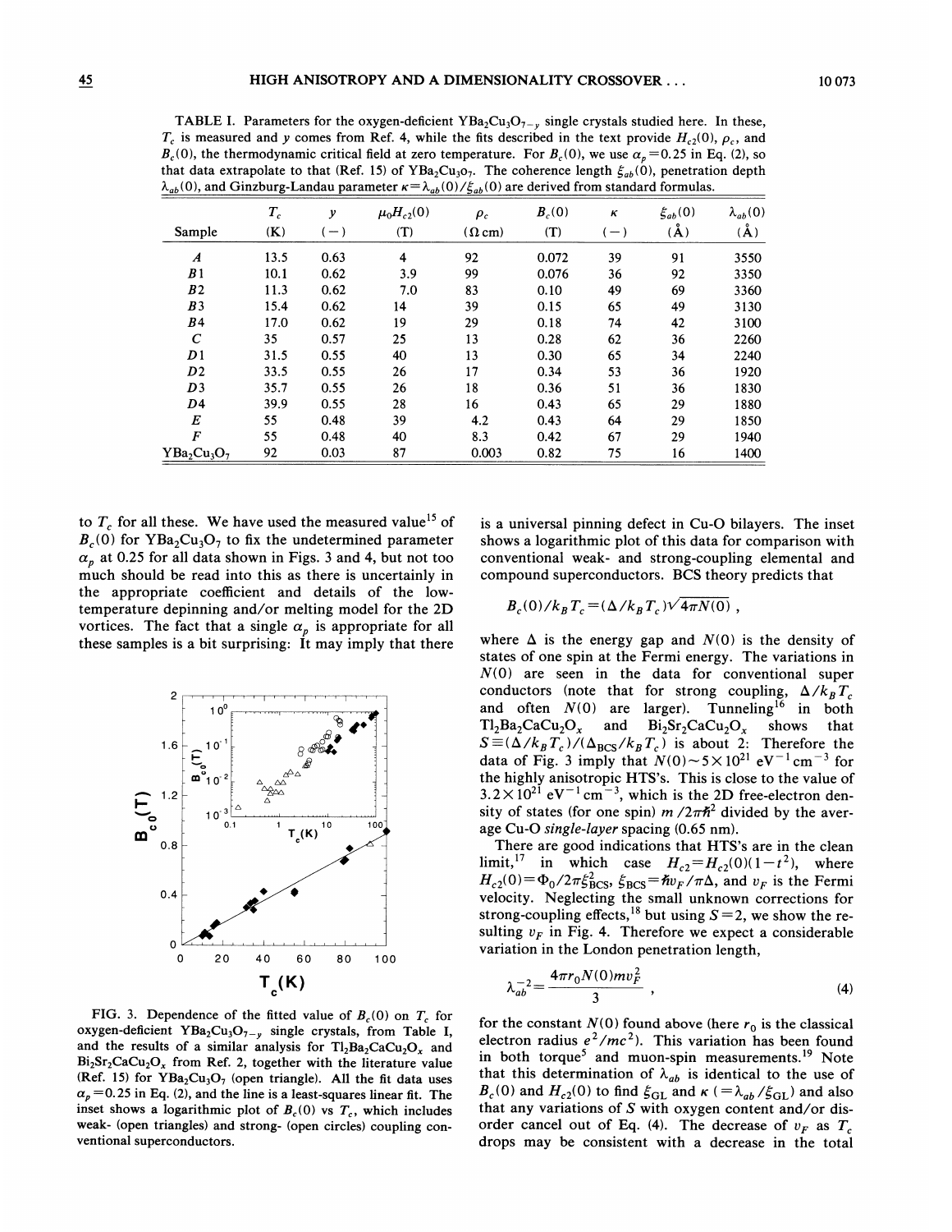TABLE I. Parameters for the oxygen-deficient $YBa_2Cu_3O_{7-y}$ single crystals studied here. In these, $T_c$ is measured and $y$ comes from Ref. 4, while the fits described in the text provide $H_{c2}(0)$, $\rho_c$, and $B_c(0)$, the thermodynamic critical field at zero temperature. For $B_c(0)$, we use $\alpha_p = 0.25$ in Eq. (2), so that data extrapolate to that (Ref. 15) of $YBa_2Cu_3O_7$. The coherence length $\xi_{ab}(0)$, penetration depth $\lambda_{ab}(0)$, and Ginzburg-Landau parameter $\kappa = \lambda_{ab}(0)/\xi_{ab}(0)$ are derived from standard formulas.

| Sample | $T_c$ (K) | $y$ (–) | $\mu_0 H_{c2}(0)$ (T) | $\rho_c$ ($\Omega$ cm) | $B_c(0)$ (T) | $\kappa$ (–) | $\xi_{ab}(0)$ (Å) | $\lambda_{ab}(0)$ (Å) |
|---|---|---|---|---|---|---|---|---|
| *A* | 13.5 | 0.63 | 4 | 92 | 0.072 | 39 | 91 | 3550 |
| *B*1 | 10.1 | 0.62 | 3.9 | 99 | 0.076 | 36 | 92 | 3350 |
| *B*2 | 11.3 | 0.62 | 7.0 | 83 | 0.10 | 49 | 69 | 3360 |
| *B*3 | 15.4 | 0.62 | 14 | 39 | 0.15 | 65 | 49 | 3130 |
| *B*4 | 17.0 | 0.62 | 19 | 29 | 0.18 | 74 | 42 | 3100 |
| *C* | 35 | 0.57 | 25 | 13 | 0.28 | 62 | 36 | 2260 |
| *D*1 | 31.5 | 0.55 | 40 | 13 | 0.30 | 65 | 34 | 2240 |
| *D*2 | 33.5 | 0.55 | 26 | 17 | 0.34 | 53 | 36 | 1920 |
| *D*3 | 35.7 | 0.55 | 26 | 18 | 0.36 | 51 | 36 | 1830 |
| *D*4 | 39.9 | 0.55 | 28 | 16 | 0.43 | 65 | 29 | 1880 |
| *E* | 55 | 0.48 | 39 | 4.2 | 0.43 | 64 | 29 | 1850 |
| *F* | 55 | 0.48 | 40 | 8.3 | 0.42 | 67 | 29 | 1940 |
| $YBa_2Cu_3O_7$ | 92 | 0.03 | 87 | 0.003 | 0.82 | 75 | 16 | 1400 |

to $T_c$ for all these. We have used the measured value[15] of $B_c(0)$ for $YBa_2Cu_3O_7$ to fix the undetermined parameter $\alpha_p$ at 0.25 for all data shown in Figs. 3 and 4, but not too much should be read into this as there is uncertainly in the appropriate coefficient and details of the low-temperature depinning and/or melting model for the 2D vortices. The fact that a single $\alpha_p$ is appropriate for all these samples is a bit surprising: It may imply that there is a universal pinning defect in Cu-O bilayers. The inset shows a logarithmic plot of this data for comparison with conventional weak- and strong-coupling elemental and compound superconductors. BCS theory predicts that

$$B_c(0)/k_B T_c = (\Delta / k_B T_c)\sqrt{4\pi N(0)}\ ,$$

where $\Delta$ is the energy gap and $N(0)$ is the density of states of one spin at the Fermi energy. The variations in $N(0)$ are seen in the data for conventional super conductors (note that for strong coupling, $\Delta/k_B T_c$ and often $N(0)$ are larger). Tunneling[16] in both $Tl_2Ba_2CaCu_2O_x$ and $Bi_2Sr_2CaCu_2O_x$ shows that $S \equiv (\Delta/k_B T_c)/(\Delta_{BCS}/k_B T_c)$ is about 2: Therefore the data of Fig. 3 imply that $N(0) \sim 5\times10^{21}$ eV$^{-1}$cm$^{-3}$ for the highly anisotropic HTS's. This is close to the value of $3.2\times10^{21}$ eV$^{-1}$cm$^{-3}$, which is the 2D free-electron density of states (for one spin) $m/2\pi\hbar^2$ divided by the average Cu-O *single-layer* spacing (0.65 nm).

2
1.6
1.2
0.8
0.4
0
0 20 40 60 80 100
$B_{c0}$(T)
$T_c$(K)
$10^0$
$10^{-1}$
$10^{-2}$
$10^{-3}$
0.1 1 10 100
$B_{c0}$(T)
$T_c$(K)

FIG. 3. Dependence of the fitted value of $B_c(0)$ on $T_c$ for oxygen-deficient $YBa_2Cu_3O_{7-y}$ single crystals, from Table I, and the results of a similar analysis for $Tl_2Ba_2CaCu_2O_x$ and $Bi_2Sr_2CaCu_2O_x$ from Ref. 2, together with the literature value (Ref. 15) for $YBa_2Cu_3O_7$ (open triangle). All the fit data uses $\alpha_p = 0.25$ in Eq. (2), and the line is a least-squares linear fit. The inset shows a logarithmic plot of $B_c(0)$ vs $T_c$, which includes weak- (open triangles) and strong- (open circles) coupling conventional superconductors.

There are good indications that HTS's are in the clean limit,[17] in which case $H_{c2} = H_{c2}(0)(1-t^2)$, where $H_{c2}(0) = \Phi_0/2\pi\xi_{BCS}^2$, $\xi_{BCS} = \hbar v_F/\pi\Delta$, and $v_F$ is the Fermi velocity. Neglecting the small unknown corrections for strong-coupling effects,[18] but using $S=2$, we show the resulting $v_F$ in Fig. 4. Therefore we expect a considerable variation in the London penetration length,

$$\lambda_{ab}^{-2} = \frac{4\pi r_0 N(0) m v_F^2}{3}\ , \tag{4}$$

for the constant $N(0)$ found above (here $r_0$ is the classical electron radius $e^2/mc^2$). This variation has been found in both torque[5] and muon-spin measurements.[19] Note that this determination of $\lambda_{ab}$ is identical to the use of $B_c(0)$ and $H_{c2}(0)$ to find $\xi_{GL}$ and $\kappa$ ($=\lambda_{ab}/\xi_{GL}$) and also that any variations of $S$ with oxygen content and/or disorder cancel out of Eq. (4). The decrease of $v_F$ as $T_c$ drops may be consistent with a decrease in the total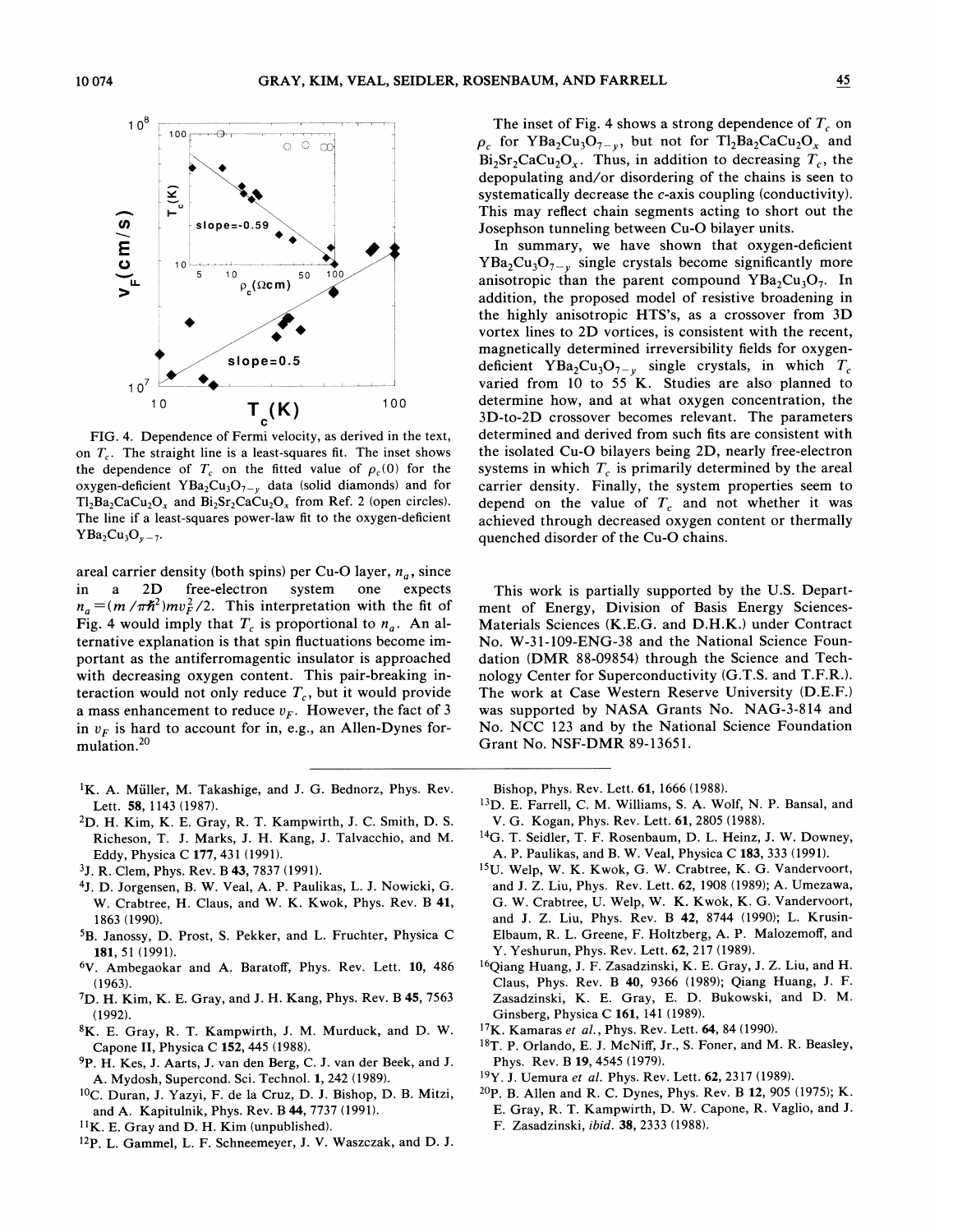10$^8$

100

$T_c$(K)

slope=-0.59

10

5 10 50 100

$\rho_c$($\Omega$cm)

$v_F$(cm/s)

slope=0.5

10$^7$

10 $T_c$(K) 100

FIG. 4. Dependence of Fermi velocity, as derived in the text, on $T_c$. The straight line is a least-squares fit. The inset shows the dependence of $T_c$ on the fitted value of $\rho_c(0)$ for the oxygen-deficient $YBa_2Cu_3O_{7-y}$ data (solid diamonds) and for $Tl_2Ba_2CaCu_2O_x$ and $Bi_2Sr_2CaCu_2O_x$ from Ref. 2 (open circles). The line if a least-squares power-law fit to the oxygen-deficient $YBa_2Cu_3O_{y-7}$.

areal carrier density (both spins) per Cu-O layer, $n_a$, since in a 2D free-electron system one expects $n_a = (m/\pi\hbar^2)mv_F^2/2$. This interpretation with the fit of Fig. 4 would imply that $T_c$ is proportional to $n_a$. An alternative explanation is that spin fluctuations become important as the antiferromagentic insulator is approached with decreasing oxygen content. This pair-breaking interaction would not only reduce $T_c$, but it would provide a mass enhancement to reduce $v_F$. However, the fact of 3 in $v_F$ is hard to account for in, e.g., an Allen-Dynes formulation.[20]

The inset of Fig. 4 shows a strong dependence of $T_c$ on $\rho_c$ for $YBa_2Cu_3O_{7-y}$, but not for $Tl_2Ba_2CaCu_2O_x$ and $Bi_2Sr_2CaCu_2O_x$. Thus, in addition to decreasing $T_c$, the depopulating and/or disordering of the chains is seen to systematically decrease the $c$-axis coupling (conductivity). This may reflect chain segments acting to short out the Josephson tunneling between Cu-O bilayer units.

In summary, we have shown that oxygen-deficient $YBa_2Cu_3O_{7-y}$ single crystals become significantly more anisotropic than the parent compound $YBa_2Cu_3O_7$. In addition, the proposed model of resistive broadening in the highly anisotropic HTS's, as a crossover from 3D vortex lines to 2D vortices, is consistent with the recent, magnetically determined irreversibility fields for oxygen-deficient $YBa_2Cu_3O_{7-y}$ single crystals, in which $T_c$ varied from 10 to 55 K. Studies are also planned to determine how, and at what oxygen concentration, the 3D-to-2D crossover becomes relevant. The parameters determined and derived from such fits are consistent with the isolated Cu-O bilayers being 2D, nearly free-electron systems in which $T_c$ is primarily determined by the areal carrier density. Finally, the system properties seem to depend on the value of $T_c$ and not whether it was achieved through decreased oxygen content or thermally quenched disorder of the Cu-O chains.

This work is partially supported by the U.S. Department of Energy, Division of Basis Energy Sciences-Materials Sciences (K.E.G. and D.H.K.) under Contract No. W-31-109-ENG-38 and the National Science Foundation (DMR 88-09854) through the Science and Technology Center for Superconductivity (G.T.S. and T.F.R.). The work at Case Western Reserve University (D.E.F.) was supported by NASA Grants No. NAG-3-814 and No. NCC 123 and by the National Science Foundation Grant No. NSF-DMR 89-13651.

---

[1] K. A. Müller, M. Takashige, and J. G. Bednorz, Phys. Rev. Lett. **58**, 1143 (1987).

[2] D. H. Kim, K. E. Gray, R. T. Kampwirth, J. C. Smith, D. S. Richeson, T. J. Marks, J. H. Kang, J. Talvacchio, and M. Eddy, Physica C **177**, 431 (1991).

[3] J. R. Clem, Phys. Rev. B **43**, 7837 (1991).

[4] J. D. Jorgensen, B. W. Veal, A. P. Paulikas, L. J. Nowicki, G. W. Crabtree, H. Claus, and W. K. Kwok, Phys. Rev. B **41**, 1863 (1990).

[5] B. Janossy, D. Prost, S. Pekker, and L. Fruchter, Physica C **181**, 51 (1991).

[6] V. Ambegaokar and A. Baratoff, Phys. Rev. Lett. **10**, 486 (1963).

[7] D. H. Kim, K. E. Gray, and J. H. Kang, Phys. Rev. B **45**, 7563 (1992).

[8] K. E. Gray, R. T. Kampwirth, J. M. Murduck, and D. W. Capone II, Physica C **152**, 445 (1988).

[9] P. H. Kes, J. Aarts, J. van den Berg, C. J. van der Beek, and J. A. Mydosh, Supercond. Sci. Technol. **1**, 242 (1989).

[10] C. Duran, J. Yazyi, F. de la Cruz, D. J. Bishop, D. B. Mitzi, and A. Kapitulnik, Phys. Rev. B **44**, 7737 (1991).

[11] K. E. Gray and D. H. Kim (unpublished).

[12] P. L. Gammel, L. F. Schneemeyer, J. V. Waszczak, and D. J. Bishop, Phys. Rev. Lett. **61**, 1666 (1988).

[13] D. E. Farrell, C. M. Williams, S. A. Wolf, N. P. Bansal, and V. G. Kogan, Phys. Rev. Lett. **61**, 2805 (1988).

[14] G. T. Seidler, T. F. Rosenbaum, D. L. Heinz, J. W. Downey, A. P. Paulikas, and B. W. Veal, Physica C **183**, 333 (1991).

[15] U. Welp, W. K. Kwok, G. W. Crabtree, K. G. Vandervoort, and J. Z. Liu, Phys. Rev. Lett. **62**, 1908 (1989); A. Umezawa, G. W. Crabtree, U. Welp, W. K. Kwok, K. G. Vandervoort, and J. Z. Liu, Phys. Rev. B **42**, 8744 (1990); L. Krusin-Elbaum, R. L. Greene, F. Holtzberg, A. P. Malozemoff, and Y. Yeshurun, Phys. Rev. Lett. **62**, 217 (1989).

[16] Qiang Huang, J. F. Zasadzinski, K. E. Gray, J. Z. Liu, and H. Claus, Phys. Rev. B **40**, 9366 (1989); Qiang Huang, J. F. Zasadzinski, K. E. Gray, E. D. Bukowski, and D. M. Ginsberg, Physica C **161**, 141 (1989).

[17] K. Kamaras *et al.*, Phys. Rev. Lett. **64**, 84 (1990).

[18] T. P. Orlando, E. J. McNiff, Jr., S. Foner, and M. R. Beasley, Phys. Rev. B **19**, 4545 (1979).

[19] Y. J. Uemura *et al.* Phys. Rev. Lett. **62**, 2317 (1989).

[20] P. B. Allen and R. C. Dynes, Phys. Rev. B **12**, 905 (1975); K. E. Gray, R. T. Kampwirth, D. W. Capone, R. Vaglio, and J. F. Zasadzinski, *ibid.* **38**, 2333 (1988).